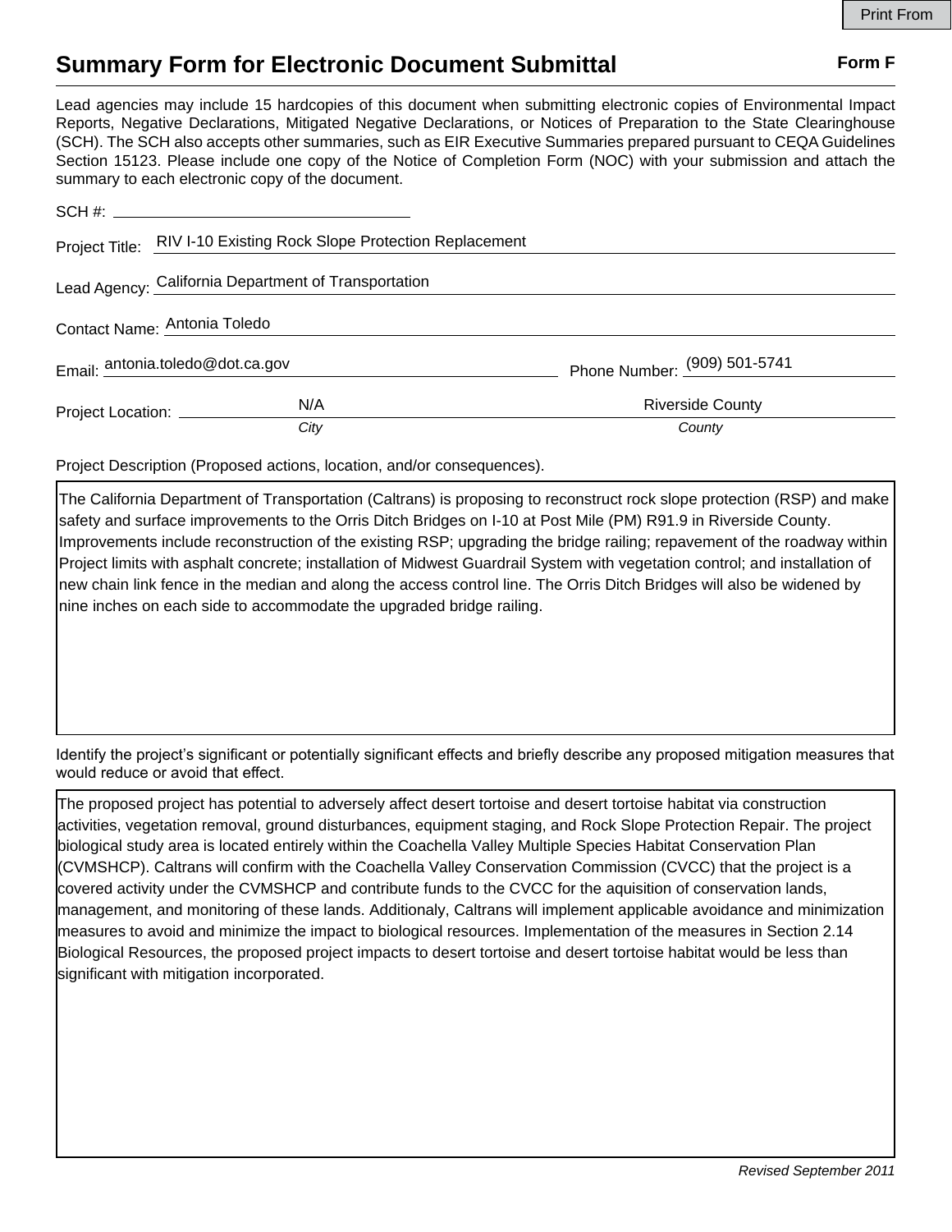Print From

# Summary Form for Electronic Document Submittal

**Form F**

Lead agencies may include 15 hardcopies of this document when submitting electronic copies of Environmental Impact Reports, Negative Declarations, Mitigated Negative Declarations, or Notices of Preparation to the State Clearinghouse (SCH). The SCH also accepts other summaries, such as EIR Executive Summaries prepared pursuant to CEQA Guidelines Section 15123. Please include one copy of the Notice of Completion Form (NOC) with your submission and attach the summary to each electronic copy of the document.

SCH #: ______________________

Project Title: RIV I-10 Existing Rock Slope Protection Replacement

Lead Agency: California Department of Transportation

Contact Name: Antonia Toledo

Email: antonia.toledo@dot.ca.gov Phone Number: (909) 501-5741

Project Location: N/A (*City*) Riverside County (*County*)

Project Description (Proposed actions, location, and/or consequences).

The California Department of Transportation (Caltrans) is proposing to reconstruct rock slope protection (RSP) and make safety and surface improvements to the Orris Ditch Bridges on I-10 at Post Mile (PM) R91.9 in Riverside County. Improvements include reconstruction of the existing RSP; upgrading the bridge railing; repavement of the roadway within Project limits with asphalt concrete; installation of Midwest Guardrail System with vegetation control; and installation of new chain link fence in the median and along the access control line. The Orris Ditch Bridges will also be widened by nine inches on each side to accommodate the upgraded bridge railing.

Identify the project's significant or potentially significant effects and briefly describe any proposed mitigation measures that would reduce or avoid that effect.

The proposed project has potential to adversely affect desert tortoise and desert tortoise habitat via construction activities, vegetation removal, ground disturbances, equipment staging, and Rock Slope Protection Repair. The project biological study area is located entirely within the Coachella Valley Multiple Species Habitat Conservation Plan (CVMSHCP). Caltrans will confirm with the Coachella Valley Conservation Commission (CVCC) that the project is a covered activity under the CVMSHCP and contribute funds to the CVCC for the aquisition of conservation lands, management, and monitoring of these lands. Additionaly, Caltrans will implement applicable avoidance and minimization measures to avoid and minimize the impact to biological resources. Implementation of the measures in Section 2.14 Biological Resources, the proposed project impacts to desert tortoise and desert tortoise habitat would be less than significant with mitigation incorporated.

*Revised September 2011*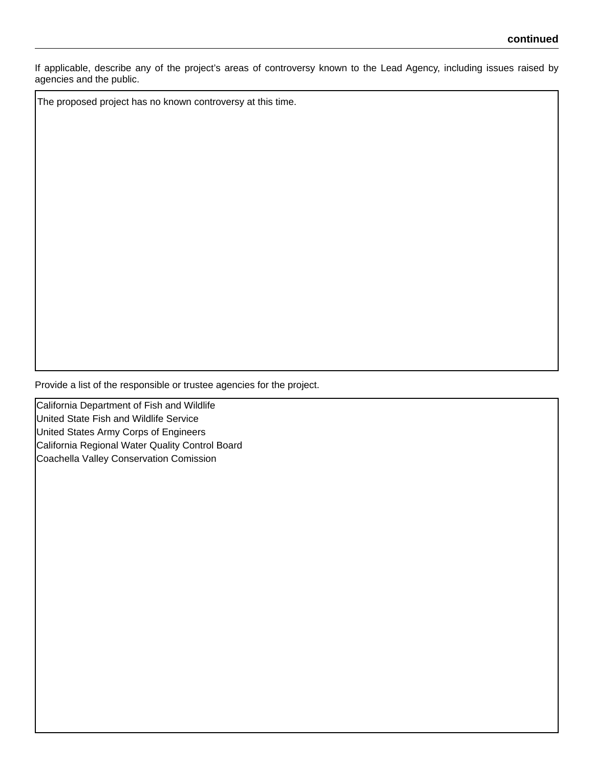**continued**

If applicable, describe any of the project's areas of controversy known to the Lead Agency, including issues raised by agencies and the public.

The proposed project has no known controversy at this time.

Provide a list of the responsible or trustee agencies for the project.

California Department of Fish and Wildlife
United State Fish and Wildlife Service
United States Army Corps of Engineers
California Regional Water Quality Control Board
Coachella Valley Conservation Comission